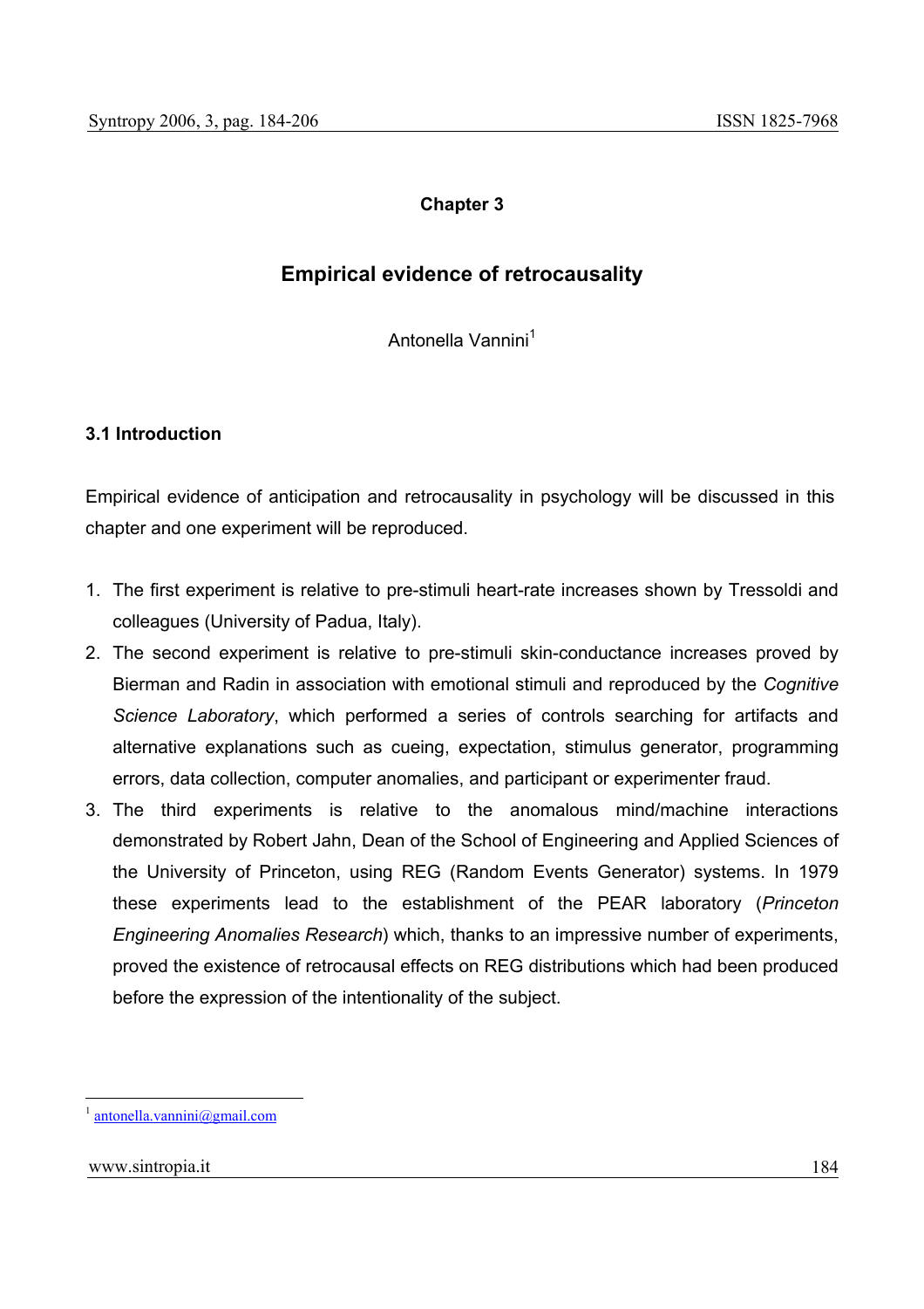## Chapter 3

# Empirical evidence of retrocausality

Antonella Vannini[1]

### 3.1 Introduction

Empirical evidence of anticipation and retrocausality in psychology will be discussed in this chapter and one experiment will be reproduced.

1. The first experiment is relative to pre-stimuli heart-rate increases shown by Tressoldi and colleagues (University of Padua, Italy).
2. The second experiment is relative to pre-stimuli skin-conductance increases proved by Bierman and Radin in association with emotional stimuli and reproduced by the *Cognitive Science Laboratory*, which performed a series of controls searching for artifacts and alternative explanations such as cueing, expectation, stimulus generator, programming errors, data collection, computer anomalies, and participant or experimenter fraud.
3. The third experiments is relative to the anomalous mind/machine interactions demonstrated by Robert Jahn, Dean of the School of Engineering and Applied Sciences of the University of Princeton, using REG (Random Events Generator) systems. In 1979 these experiments lead to the establishment of the PEAR laboratory (*Princeton Engineering Anomalies Research*) which, thanks to an impressive number of experiments, proved the existence of retrocausal effects on REG distributions which had been produced before the expression of the intentionality of the subject.

[1] antonella.vannini@gmail.com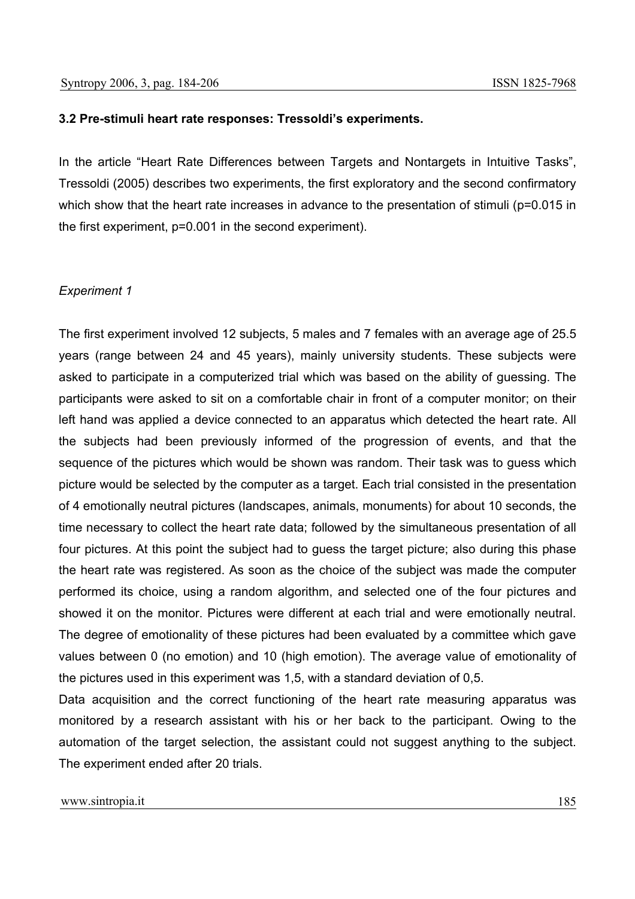### 3.2 Pre-stimuli heart rate responses: Tressoldi's experiments.

In the article "Heart Rate Differences between Targets and Nontargets in Intuitive Tasks", Tressoldi (2005) describes two experiments, the first exploratory and the second confirmatory which show that the heart rate increases in advance to the presentation of stimuli ($p=0.015$ in the first experiment, $p=0.001$ in the second experiment).

*Experiment 1*

The first experiment involved 12 subjects, 5 males and 7 females with an average age of 25.5 years (range between 24 and 45 years), mainly university students. These subjects were asked to participate in a computerized trial which was based on the ability of guessing. The participants were asked to sit on a comfortable chair in front of a computer monitor; on their left hand was applied a device connected to an apparatus which detected the heart rate. All the subjects had been previously informed of the progression of events, and that the sequence of the pictures which would be shown was random. Their task was to guess which picture would be selected by the computer as a target. Each trial consisted in the presentation of 4 emotionally neutral pictures (landscapes, animals, monuments) for about 10 seconds, the time necessary to collect the heart rate data; followed by the simultaneous presentation of all four pictures. At this point the subject had to guess the target picture; also during this phase the heart rate was registered. As soon as the choice of the subject was made the computer performed its choice, using a random algorithm, and selected one of the four pictures and showed it on the monitor. Pictures were different at each trial and were emotionally neutral. The degree of emotionality of these pictures had been evaluated by a committee which gave values between 0 (no emotion) and 10 (high emotion). The average value of emotionality of the pictures used in this experiment was 1,5, with a standard deviation of 0,5.

Data acquisition and the correct functioning of the heart rate measuring apparatus was monitored by a research assistant with his or her back to the participant. Owing to the automation of the target selection, the assistant could not suggest anything to the subject. The experiment ended after 20 trials.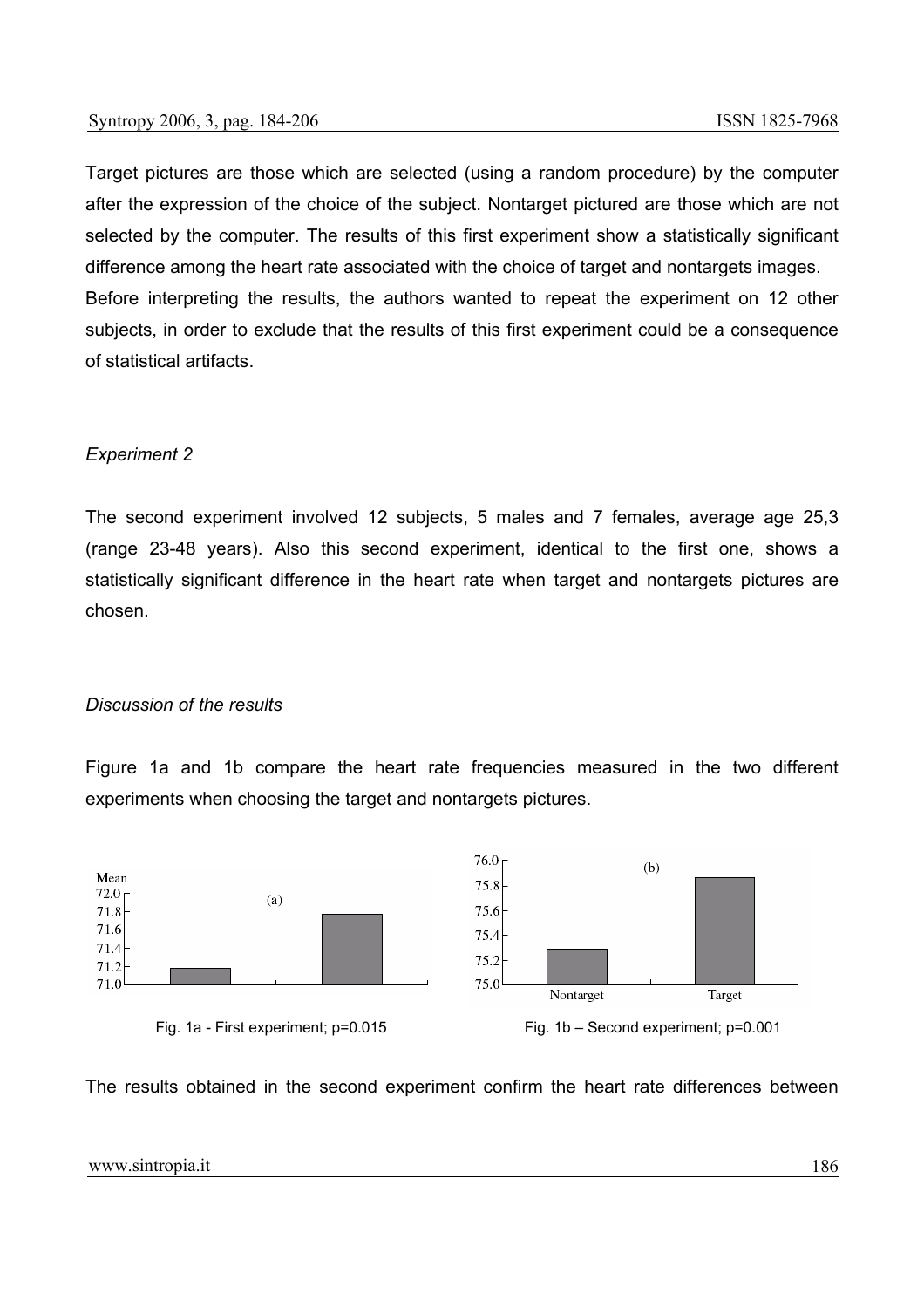Target pictures are those which are selected (using a random procedure) by the computer after the expression of the choice of the subject. Nontarget pictured are those which are not selected by the computer. The results of this first experiment show a statistically significant difference among the heart rate associated with the choice of target and nontargets images.

Before interpreting the results, the authors wanted to repeat the experiment on 12 other subjects, in order to exclude that the results of this first experiment could be a consequence of statistical artifacts.

*Experiment 2*

The second experiment involved 12 subjects, 5 males and 7 females, average age 25,3 (range 23-48 years). Also this second experiment, identical to the first one, shows a statistically significant difference in the heart rate when target and nontargets pictures are chosen.

*Discussion of the results*

Figure 1a and 1b compare the heart rate frequencies measured in the two different experiments when choosing the target and nontargets pictures.

Fig. 1a - First experiment; p=0.015

Fig. 1b – Second experiment; p=0.001

The results obtained in the second experiment confirm the heart rate differences between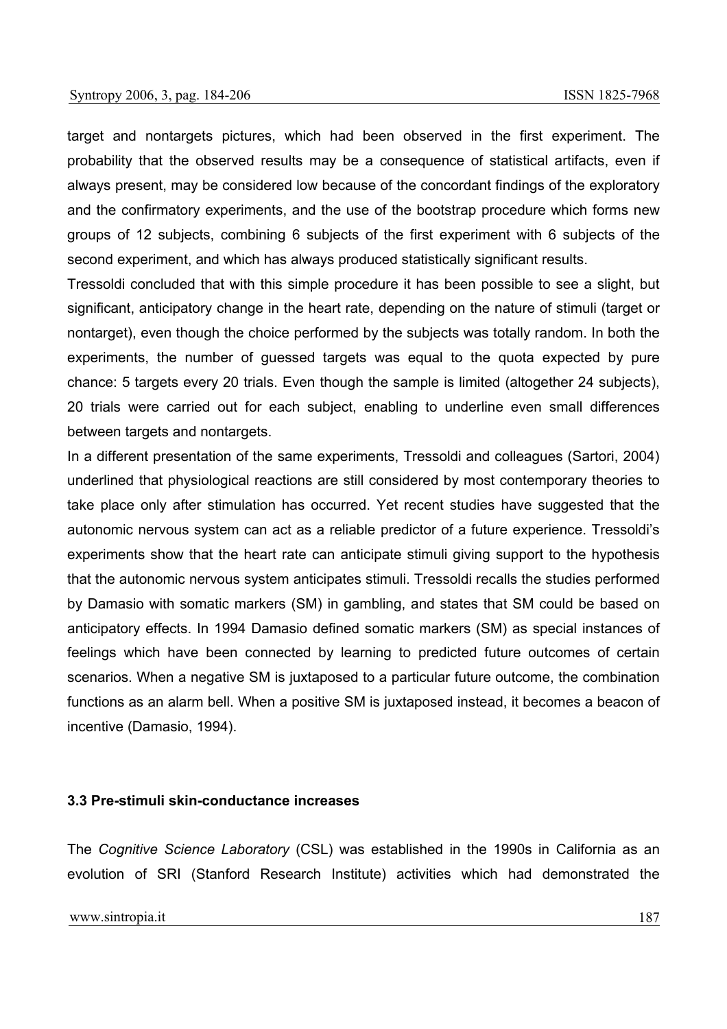target and nontargets pictures, which had been observed in the first experiment. The probability that the observed results may be a consequence of statistical artifacts, even if always present, may be considered low because of the concordant findings of the exploratory and the confirmatory experiments, and the use of the bootstrap procedure which forms new groups of 12 subjects, combining 6 subjects of the first experiment with 6 subjects of the second experiment, and which has always produced statistically significant results.

Tressoldi concluded that with this simple procedure it has been possible to see a slight, but significant, anticipatory change in the heart rate, depending on the nature of stimuli (target or nontarget), even though the choice performed by the subjects was totally random. In both the experiments, the number of guessed targets was equal to the quota expected by pure chance: 5 targets every 20 trials. Even though the sample is limited (altogether 24 subjects), 20 trials were carried out for each subject, enabling to underline even small differences between targets and nontargets.

In a different presentation of the same experiments, Tressoldi and colleagues (Sartori, 2004) underlined that physiological reactions are still considered by most contemporary theories to take place only after stimulation has occurred. Yet recent studies have suggested that the autonomic nervous system can act as a reliable predictor of a future experience. Tressoldi's experiments show that the heart rate can anticipate stimuli giving support to the hypothesis that the autonomic nervous system anticipates stimuli. Tressoldi recalls the studies performed by Damasio with somatic markers (SM) in gambling, and states that SM could be based on anticipatory effects. In 1994 Damasio defined somatic markers (SM) as special instances of feelings which have been connected by learning to predicted future outcomes of certain scenarios. When a negative SM is juxtaposed to a particular future outcome, the combination functions as an alarm bell. When a positive SM is juxtaposed instead, it becomes a beacon of incentive (Damasio, 1994).

### 3.3 Pre-stimuli skin-conductance increases

The *Cognitive Science Laboratory* (CSL) was established in the 1990s in California as an evolution of SRI (Stanford Research Institute) activities which had demonstrated the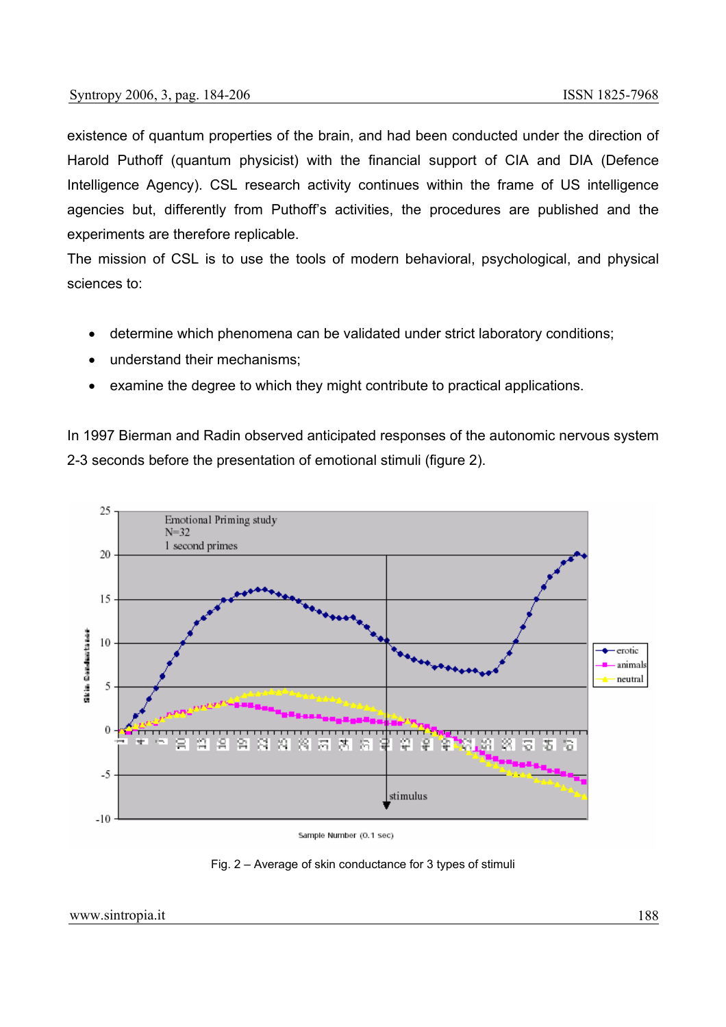existence of quantum properties of the brain, and had been conducted under the direction of Harold Puthoff (quantum physicist) with the financial support of CIA and DIA (Defence Intelligence Agency). CSL research activity continues within the frame of US intelligence agencies but, differently from Puthoff's activities, the procedures are published and the experiments are therefore replicable.

The mission of CSL is to use the tools of modern behavioral, psychological, and physical sciences to:

- determine which phenomena can be validated under strict laboratory conditions;
- understand their mechanisms;
- examine the degree to which they might contribute to practical applications.

In 1997 Bierman and Radin observed anticipated responses of the autonomic nervous system 2-3 seconds before the presentation of emotional stimuli (figure 2).

Fig. 2 – Average of skin conductance for 3 types of stimuli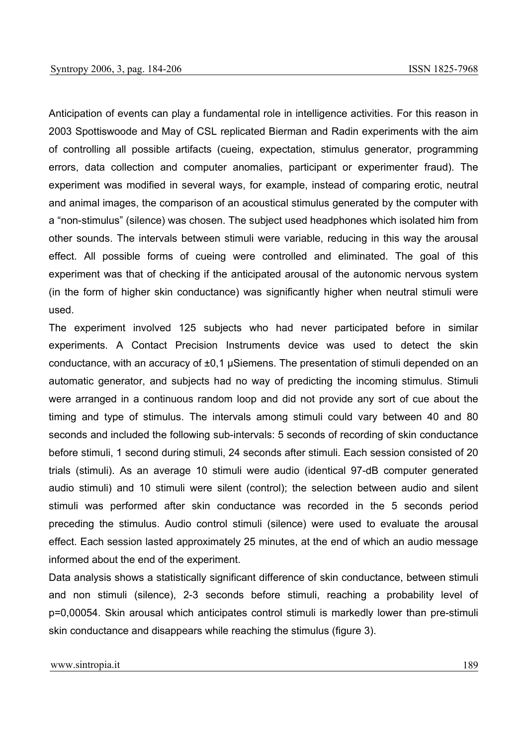Anticipation of events can play a fundamental role in intelligence activities. For this reason in 2003 Spottiswoode and May of CSL replicated Bierman and Radin experiments with the aim of controlling all possible artifacts (cueing, expectation, stimulus generator, programming errors, data collection and computer anomalies, participant or experimenter fraud). The experiment was modified in several ways, for example, instead of comparing erotic, neutral and animal images, the comparison of an acoustical stimulus generated by the computer with a "non-stimulus" (silence) was chosen. The subject used headphones which isolated him from other sounds. The intervals between stimuli were variable, reducing in this way the arousal effect. All possible forms of cueing were controlled and eliminated. The goal of this experiment was that of checking if the anticipated arousal of the autonomic nervous system (in the form of higher skin conductance) was significantly higher when neutral stimuli were used.

The experiment involved 125 subjects who had never participated before in similar experiments. A Contact Precision Instruments device was used to detect the skin conductance, with an accuracy of ±0,1 μSiemens. The presentation of stimuli depended on an automatic generator, and subjects had no way of predicting the incoming stimulus. Stimuli were arranged in a continuous random loop and did not provide any sort of cue about the timing and type of stimulus. The intervals among stimuli could vary between 40 and 80 seconds and included the following sub-intervals: 5 seconds of recording of skin conductance before stimuli, 1 second during stimuli, 24 seconds after stimuli. Each session consisted of 20 trials (stimuli). As an average 10 stimuli were audio (identical 97-dB computer generated audio stimuli) and 10 stimuli were silent (control); the selection between audio and silent stimuli was performed after skin conductance was recorded in the 5 seconds period preceding the stimulus. Audio control stimuli (silence) were used to evaluate the arousal effect. Each session lasted approximately 25 minutes, at the end of which an audio message informed about the end of the experiment.

Data analysis shows a statistically significant difference of skin conductance, between stimuli and non stimuli (silence), 2-3 seconds before stimuli, reaching a probability level of $p=0{,}00054$. Skin arousal which anticipates control stimuli is markedly lower than pre-stimuli skin conductance and disappears while reaching the stimulus (figure 3).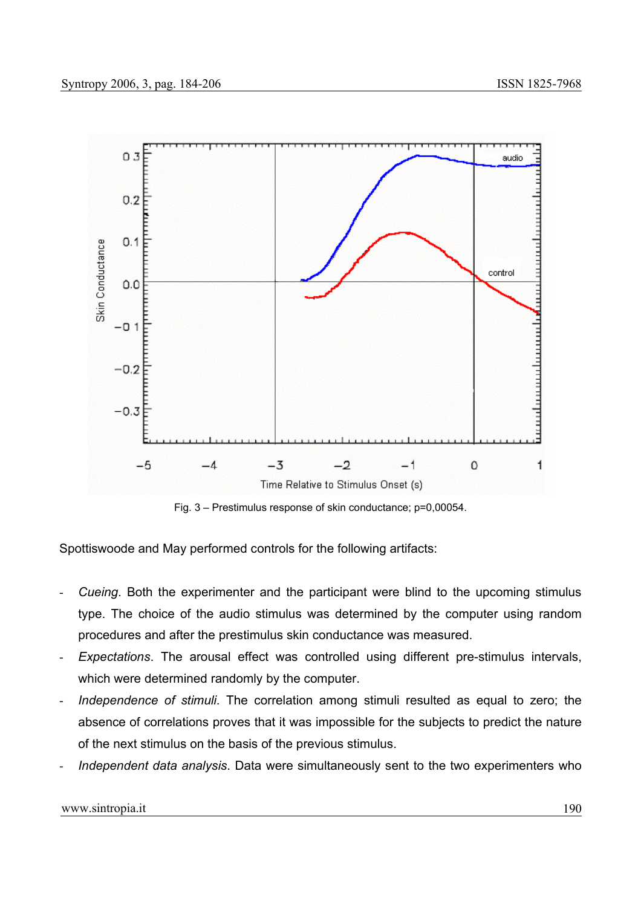Fig. 3 – Prestimulus response of skin conductance; p=0,00054.

Spottiswoode and May performed controls for the following artifacts:

- *Cueing*. Both the experimenter and the participant were blind to the upcoming stimulus type. The choice of the audio stimulus was determined by the computer using random procedures and after the prestimulus skin conductance was measured.
- *Expectations*. The arousal effect was controlled using different pre-stimulus intervals, which were determined randomly by the computer.
- *Independence of stimuli*. The correlation among stimuli resulted as equal to zero; the absence of correlations proves that it was impossible for the subjects to predict the nature of the next stimulus on the basis of the previous stimulus.
- *Independent data analysis*. Data were simultaneously sent to the two experimenters who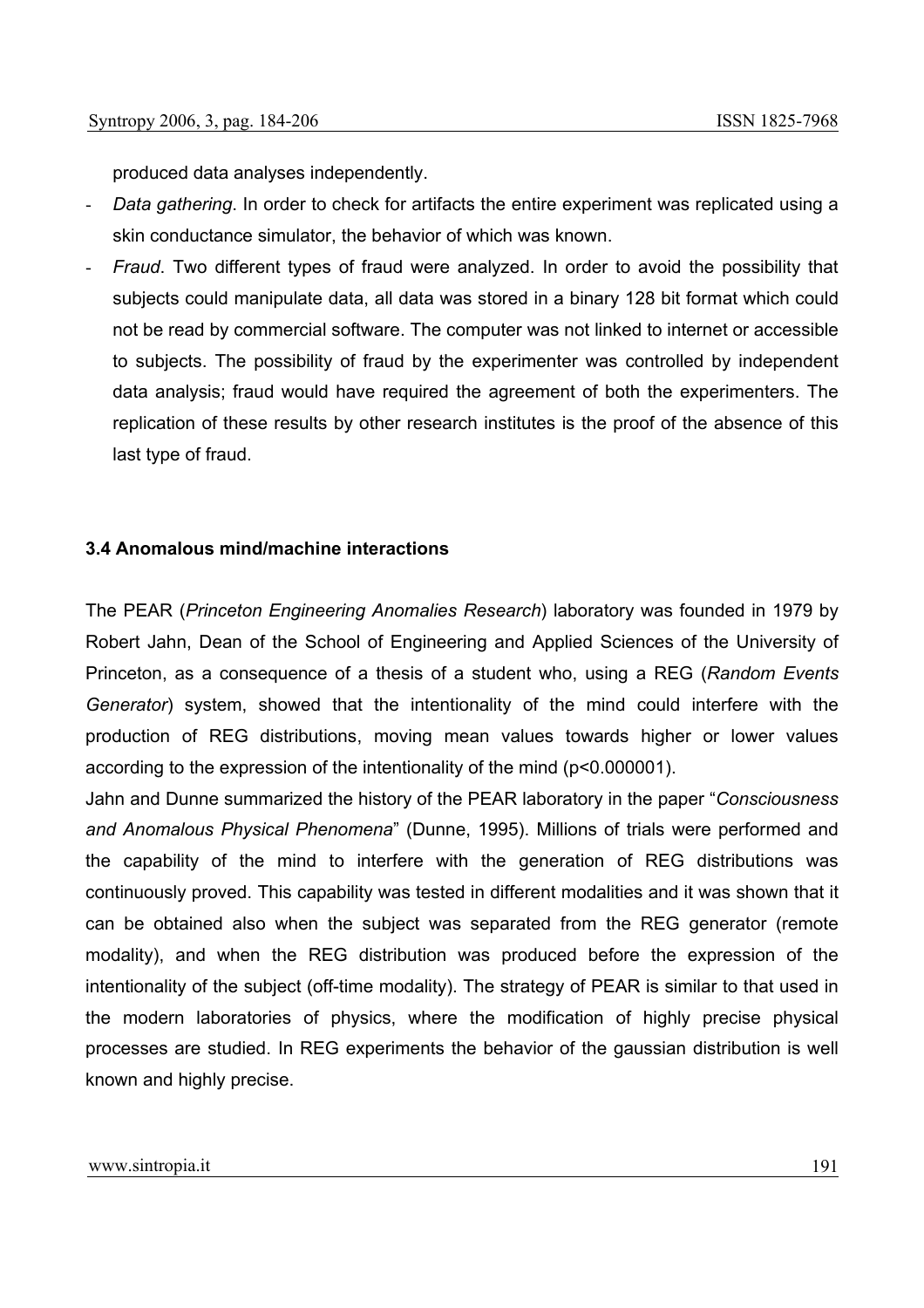produced data analyses independently.

- *Data gathering*. In order to check for artifacts the entire experiment was replicated using a skin conductance simulator, the behavior of which was known.
- *Fraud*. Two different types of fraud were analyzed. In order to avoid the possibility that subjects could manipulate data, all data was stored in a binary 128 bit format which could not be read by commercial software. The computer was not linked to internet or accessible to subjects. The possibility of fraud by the experimenter was controlled by independent data analysis; fraud would have required the agreement of both the experimenters. The replication of these results by other research institutes is the proof of the absence of this last type of fraud.

### 3.4 Anomalous mind/machine interactions

The PEAR (*Princeton Engineering Anomalies Research*) laboratory was founded in 1979 by Robert Jahn, Dean of the School of Engineering and Applied Sciences of the University of Princeton, as a consequence of a thesis of a student who, using a REG (*Random Events Generator*) system, showed that the intentionality of the mind could interfere with the production of REG distributions, moving mean values towards higher or lower values according to the expression of the intentionality of the mind ($p<0.000001$).

Jahn and Dunne summarized the history of the PEAR laboratory in the paper "*Consciousness and Anomalous Physical Phenomena*" (Dunne, 1995). Millions of trials were performed and the capability of the mind to interfere with the generation of REG distributions was continuously proved. This capability was tested in different modalities and it was shown that it can be obtained also when the subject was separated from the REG generator (remote modality), and when the REG distribution was produced before the expression of the intentionality of the subject (off-time modality). The strategy of PEAR is similar to that used in the modern laboratories of physics, where the modification of highly precise physical processes are studied. In REG experiments the behavior of the gaussian distribution is well known and highly precise.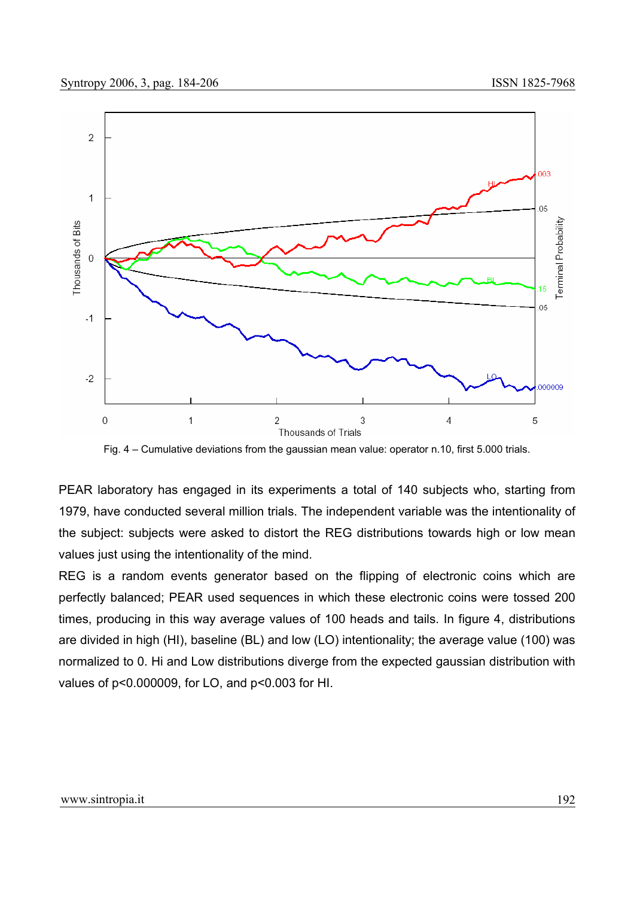Fig. 4 – Cumulative deviations from the gaussian mean value: operator n.10, first 5.000 trials.

PEAR laboratory has engaged in its experiments a total of 140 subjects who, starting from 1979, have conducted several million trials. The independent variable was the intentionality of the subject: subjects were asked to distort the REG distributions towards high or low mean values just using the intentionality of the mind.

REG is a random events generator based on the flipping of electronic coins which are perfectly balanced; PEAR used sequences in which these electronic coins were tossed 200 times, producing in this way average values of 100 heads and tails. In figure 4, distributions are divided in high (HI), baseline (BL) and low (LO) intentionality; the average value (100) was normalized to 0. Hi and Low distributions diverge from the expected gaussian distribution with values of $p<0.000009$, for LO, and $p<0.003$ for HI.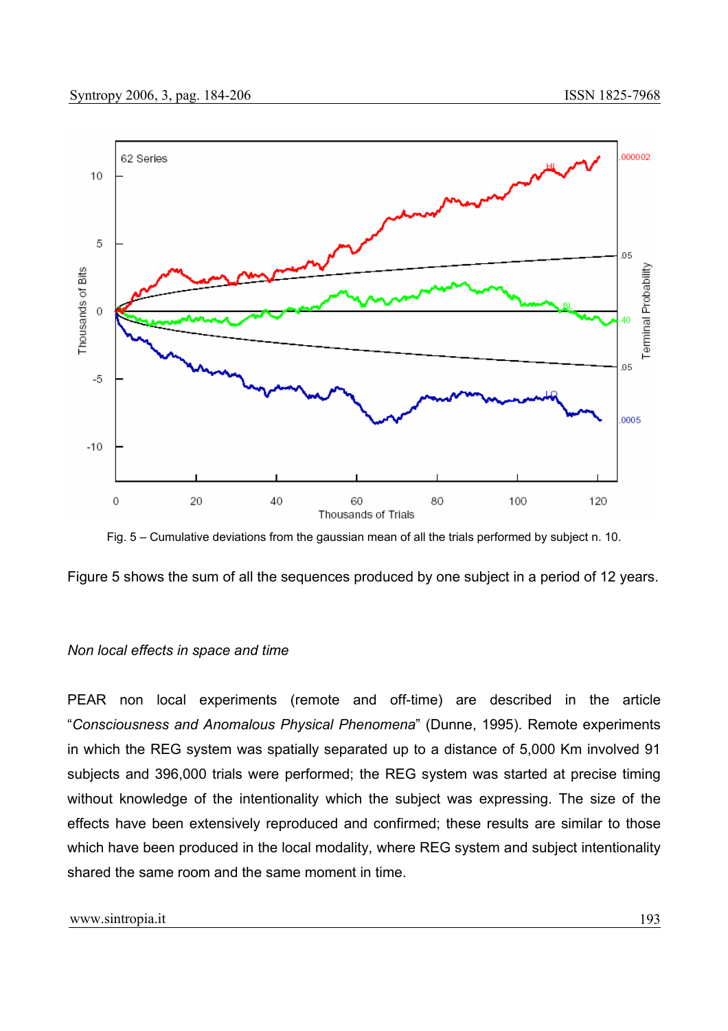Fig. 5 – Cumulative deviations from the gaussian mean of all the trials performed by subject n. 10.

Figure 5 shows the sum of all the sequences produced by one subject in a period of 12 years.

*Non local effects in space and time*

PEAR non local experiments (remote and off-time) are described in the article "*Consciousness and Anomalous Physical Phenomena*" (Dunne, 1995). Remote experiments in which the REG system was spatially separated up to a distance of 5,000 Km involved 91 subjects and 396,000 trials were performed; the REG system was started at precise timing without knowledge of the intentionality which the subject was expressing. The size of the effects have been extensively reproduced and confirmed; these results are similar to those which have been produced in the local modality, where REG system and subject intentionality shared the same room and the same moment in time.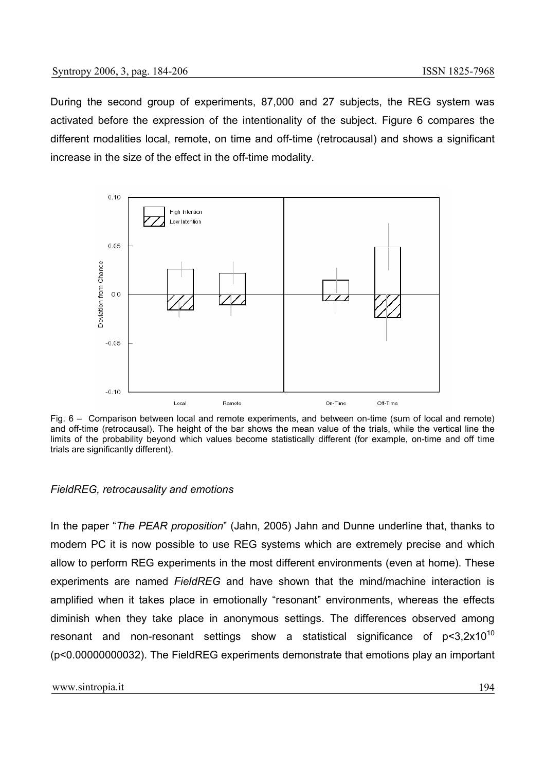During the second group of experiments, 87,000 and 27 subjects, the REG system was activated before the expression of the intentionality of the subject. Figure 6 compares the different modalities local, remote, on time and off-time (retrocausal) and shows a significant increase in the size of the effect in the off-time modality.

Fig. 6 – Comparison between local and remote experiments, and between on-time (sum of local and remote) and off-time (retrocausal). The height of the bar shows the mean value of the trials, while the vertical line the limits of the probability beyond which values become statistically different (for example, on-time and off time trials are significantly different).

### *FieldREG, retrocausality and emotions*

In the paper "*The PEAR proposition*" (Jahn, 2005) Jahn and Dunne underline that, thanks to modern PC it is now possible to use REG systems which are extremely precise and which allow to perform REG experiments in the most different environments (even at home). These experiments are named *FieldREG* and have shown that the mind/machine interaction is amplified when it takes place in emotionally "resonant" environments, whereas the effects diminish when they take place in anonymous settings. The differences observed among resonant and non-resonant settings show a statistical significance of $p<3,2x10^{10}$ ($p<0.00000000032$). The FieldREG experiments demonstrate that emotions play an important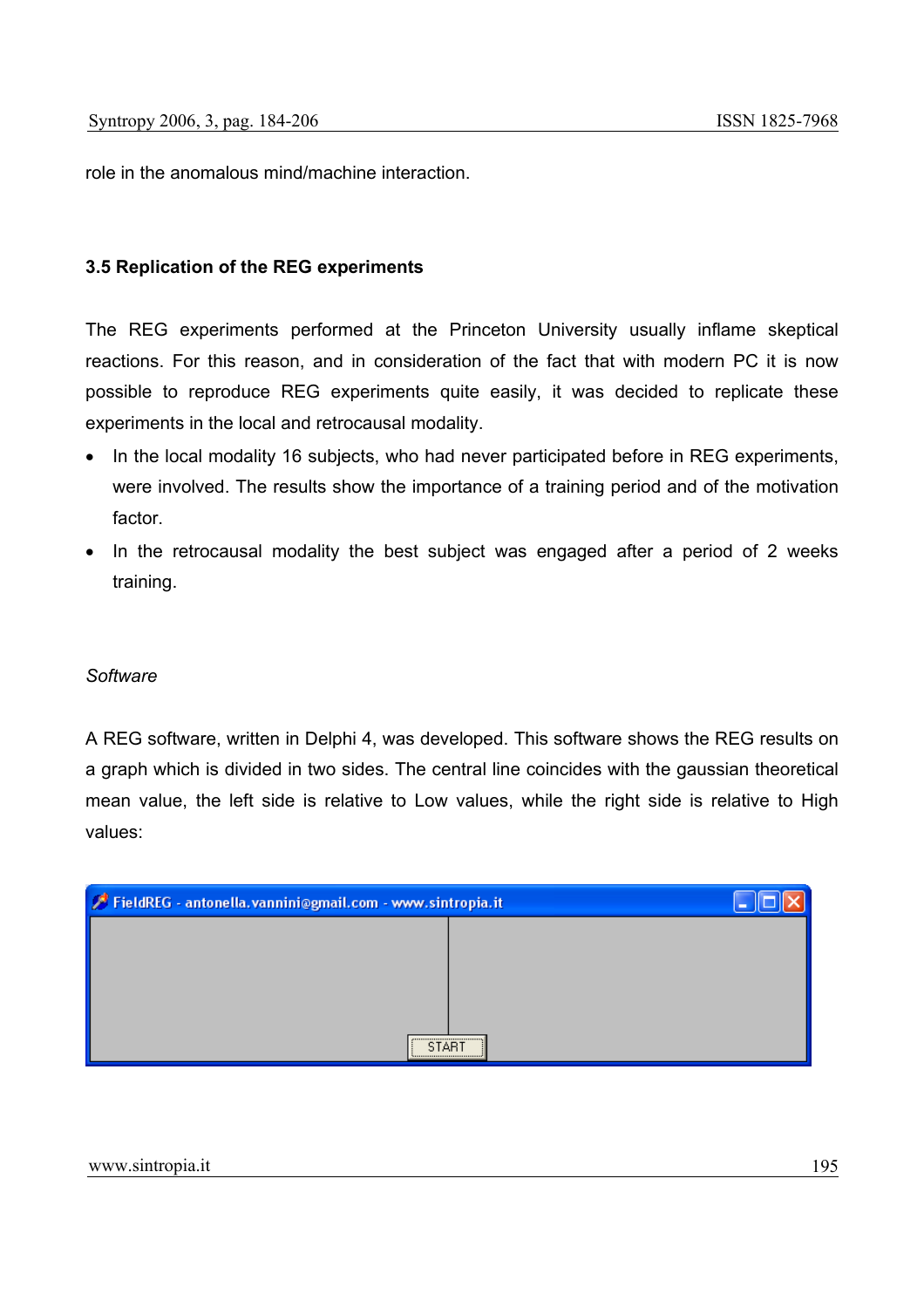role in the anomalous mind/machine interaction.

### 3.5 Replication of the REG experiments

The REG experiments performed at the Princeton University usually inflame skeptical reactions. For this reason, and in consideration of the fact that with modern PC it is now possible to reproduce REG experiments quite easily, it was decided to replicate these experiments in the local and retrocausal modality.

- In the local modality 16 subjects, who had never participated before in REG experiments, were involved. The results show the importance of a training period and of the motivation factor.
- In the retrocausal modality the best subject was engaged after a period of 2 weeks training.

*Software*

A REG software, written in Delphi 4, was developed. This software shows the REG results on a graph which is divided in two sides. The central line coincides with the gaussian theoretical mean value, the left side is relative to Low values, while the right side is relative to High values: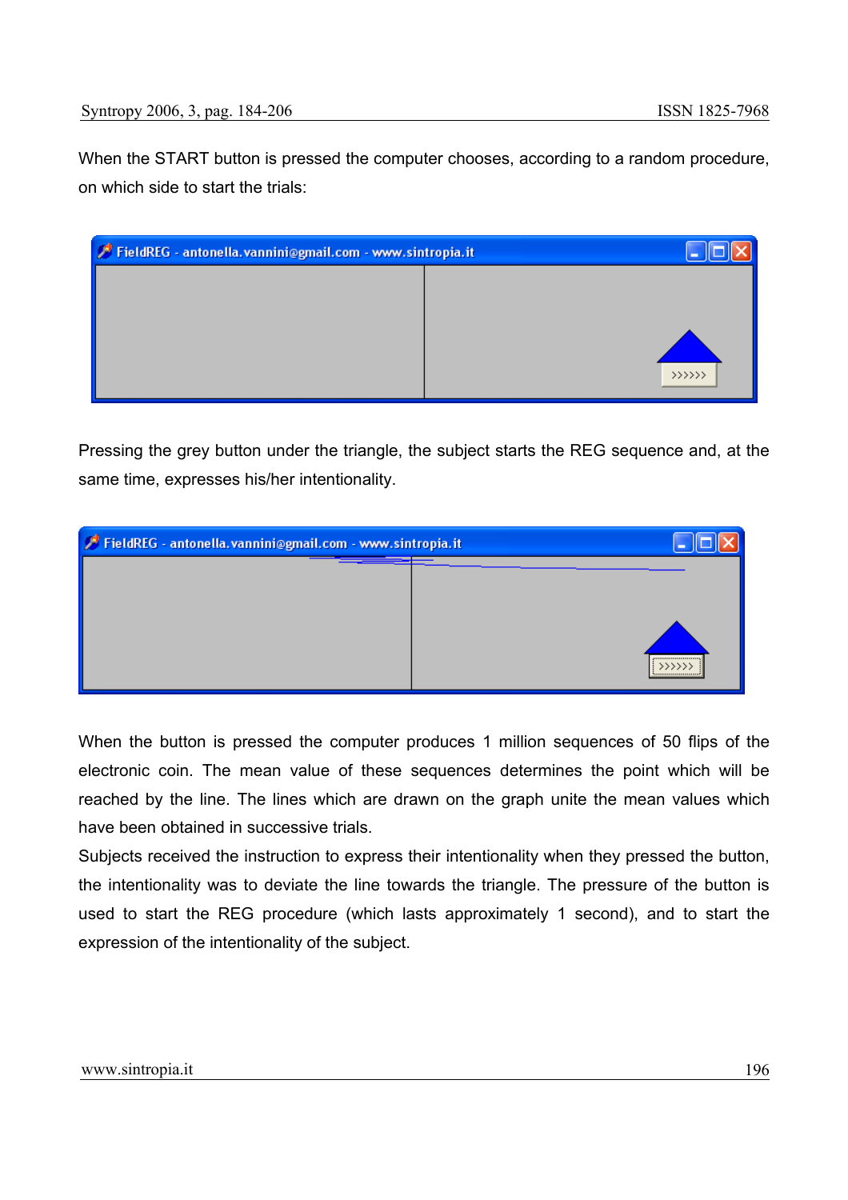When the START button is pressed the computer chooses, according to a random procedure, on which side to start the trials:

Pressing the grey button under the triangle, the subject starts the REG sequence and, at the same time, expresses his/her intentionality.

When the button is pressed the computer produces 1 million sequences of 50 flips of the electronic coin. The mean value of these sequences determines the point which will be reached by the line. The lines which are drawn on the graph unite the mean values which have been obtained in successive trials.
Subjects received the instruction to express their intentionality when they pressed the button, the intentionality was to deviate the line towards the triangle. The pressure of the button is used to start the REG procedure (which lasts approximately 1 second), and to start the expression of the intentionality of the subject.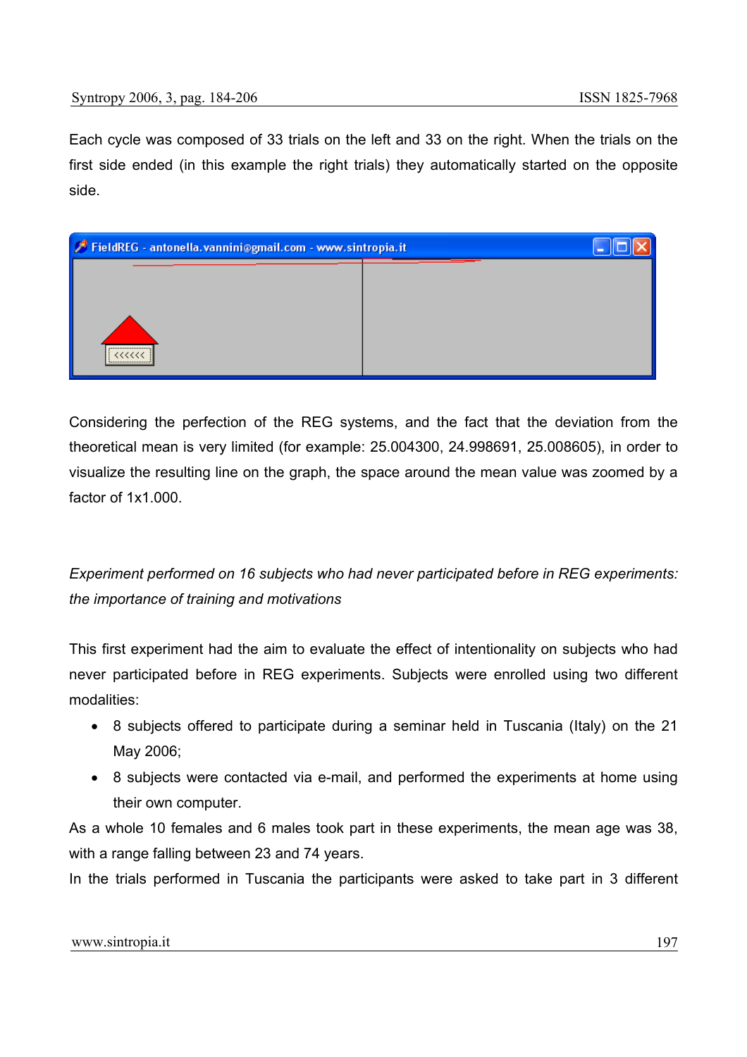Each cycle was composed of 33 trials on the left and 33 on the right. When the trials on the first side ended (in this example the right trials) they automatically started on the opposite side.

Considering the perfection of the REG systems, and the fact that the deviation from the theoretical mean is very limited (for example: 25.004300, 24.998691, 25.008605), in order to visualize the resulting line on the graph, the space around the mean value was zoomed by a factor of 1x1.000.

*Experiment performed on 16 subjects who had never participated before in REG experiments: the importance of training and motivations*

This first experiment had the aim to evaluate the effect of intentionality on subjects who had never participated before in REG experiments. Subjects were enrolled using two different modalities:

- 8 subjects offered to participate during a seminar held in Tuscania (Italy) on the 21 May 2006;
- 8 subjects were contacted via e-mail, and performed the experiments at home using their own computer.

As a whole 10 females and 6 males took part in these experiments, the mean age was 38, with a range falling between 23 and 74 years.

In the trials performed in Tuscania the participants were asked to take part in 3 different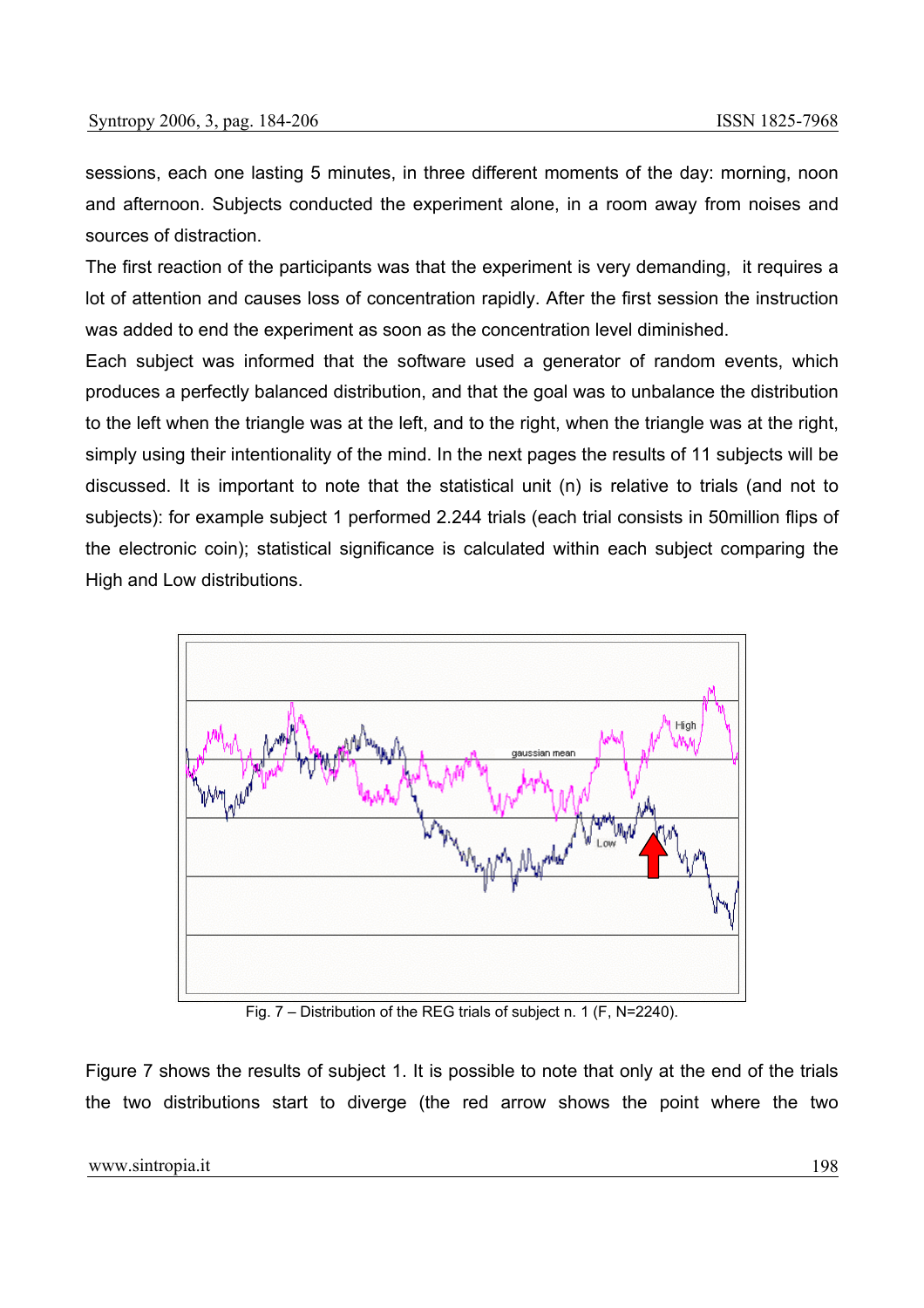sessions, each one lasting 5 minutes, in three different moments of the day: morning, noon and afternoon. Subjects conducted the experiment alone, in a room away from noises and sources of distraction.

The first reaction of the participants was that the experiment is very demanding, it requires a lot of attention and causes loss of concentration rapidly. After the first session the instruction was added to end the experiment as soon as the concentration level diminished.

Each subject was informed that the software used a generator of random events, which produces a perfectly balanced distribution, and that the goal was to unbalance the distribution to the left when the triangle was at the left, and to the right, when the triangle was at the right, simply using their intentionality of the mind. In the next pages the results of 11 subjects will be discussed. It is important to note that the statistical unit (n) is relative to trials (and not to subjects): for example subject 1 performed 2.244 trials (each trial consists in 50million flips of the electronic coin); statistical significance is calculated within each subject comparing the High and Low distributions.

Fig. 7 – Distribution of the REG trials of subject n. 1 (F, N=2240).

Figure 7 shows the results of subject 1. It is possible to note that only at the end of the trials the two distributions start to diverge (the red arrow shows the point where the two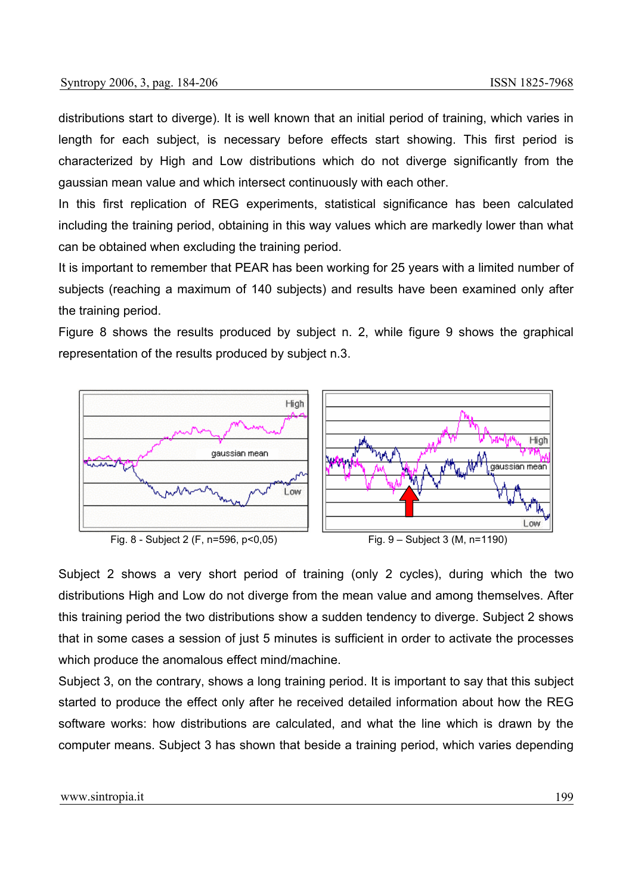distributions start to diverge). It is well known that an initial period of training, which varies in length for each subject, is necessary before effects start showing. This first period is characterized by High and Low distributions which do not diverge significantly from the gaussian mean value and which intersect continuously with each other.

In this first replication of REG experiments, statistical significance has been calculated including the training period, obtaining in this way values which are markedly lower than what can be obtained when excluding the training period.

It is important to remember that PEAR has been working for 25 years with a limited number of subjects (reaching a maximum of 140 subjects) and results have been examined only after the training period.

Figure 8 shows the results produced by subject n. 2, while figure 9 shows the graphical representation of the results produced by subject n.3.

Fig. 8 - Subject 2 (F, n=596, p<0,05)

Fig. 9 – Subject 3 (M, n=1190)

Subject 2 shows a very short period of training (only 2 cycles), during which the two distributions High and Low do not diverge from the mean value and among themselves. After this training period the two distributions show a sudden tendency to diverge. Subject 2 shows that in some cases a session of just 5 minutes is sufficient in order to activate the processes which produce the anomalous effect mind/machine.

Subject 3, on the contrary, shows a long training period. It is important to say that this subject started to produce the effect only after he received detailed information about how the REG software works: how distributions are calculated, and what the line which is drawn by the computer means. Subject 3 has shown that beside a training period, which varies depending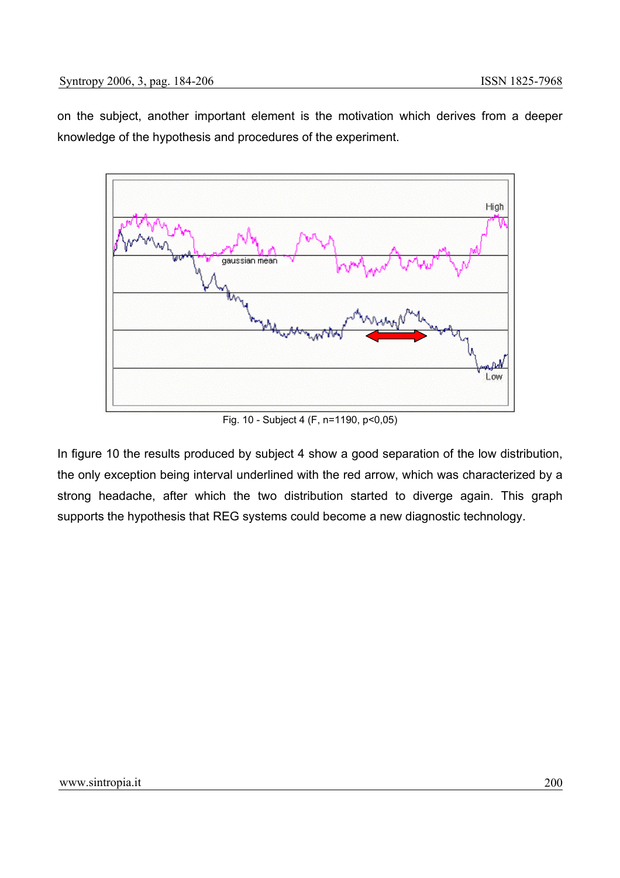on the subject, another important element is the motivation which derives from a deeper knowledge of the hypothesis and procedures of the experiment.

Fig. 10 - Subject 4 (F, n=1190, p<0,05)

In figure 10 the results produced by subject 4 show a good separation of the low distribution, the only exception being interval underlined with the red arrow, which was characterized by a strong headache, after which the two distribution started to diverge again. This graph supports the hypothesis that REG systems could become a new diagnostic technology.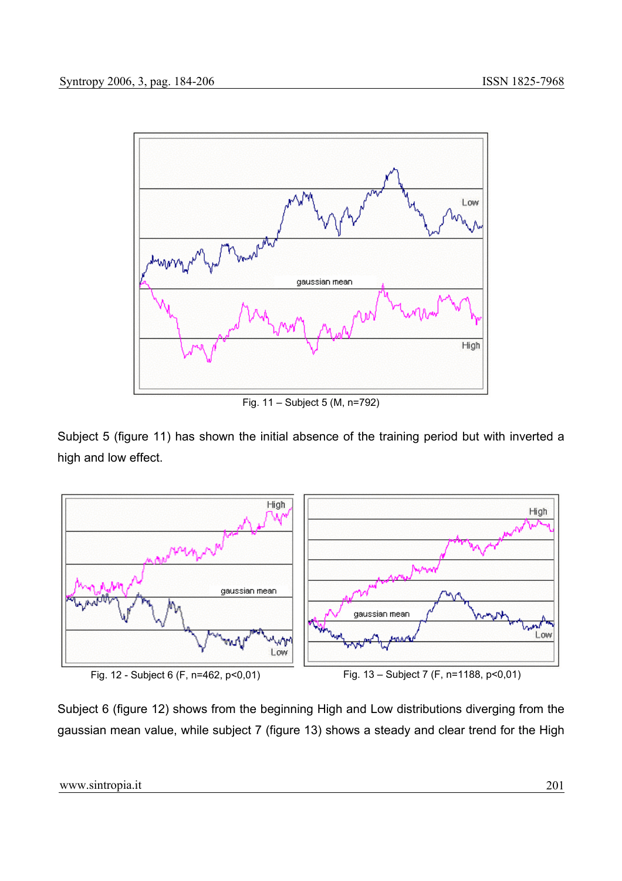Fig. 11 – Subject 5 (M, n=792)

Subject 5 (figure 11) has shown the initial absence of the training period but with inverted a high and low effect.

Fig. 12 - Subject 6 (F, n=462, p<0,01)

Fig. 13 – Subject 7 (F, n=1188, p<0,01)

Subject 6 (figure 12) shows from the beginning High and Low distributions diverging from the gaussian mean value, while subject 7 (figure 13) shows a steady and clear trend for the High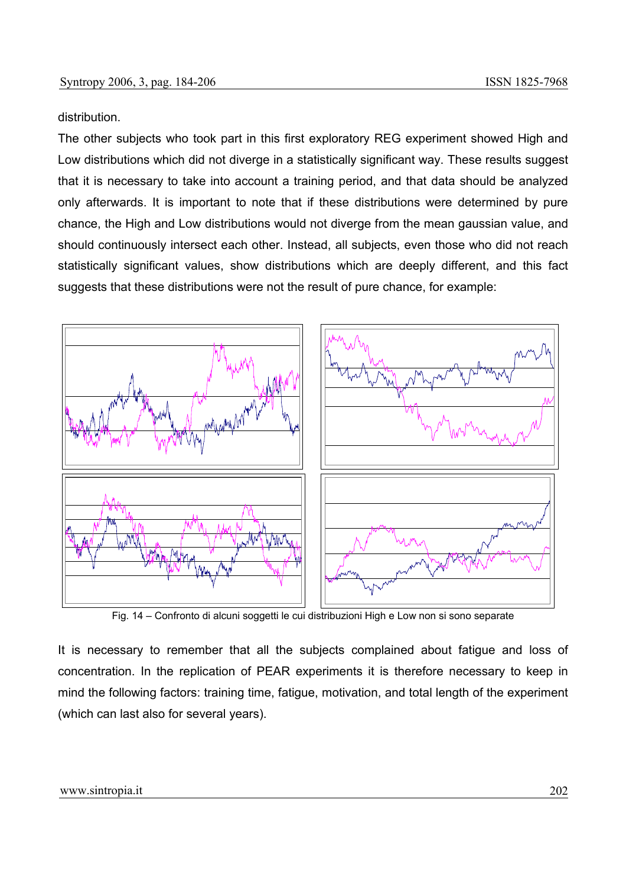distribution.

The other subjects who took part in this first exploratory REG experiment showed High and Low distributions which did not diverge in a statistically significant way. These results suggest that it is necessary to take into account a training period, and that data should be analyzed only afterwards. It is important to note that if these distributions were determined by pure chance, the High and Low distributions would not diverge from the mean gaussian value, and should continuously intersect each other. Instead, all subjects, even those who did not reach statistically significant values, show distributions which are deeply different, and this fact suggests that these distributions were not the result of pure chance, for example:

Fig. 14 – Confronto di alcuni soggetti le cui distribuzioni High e Low non si sono separate

It is necessary to remember that all the subjects complained about fatigue and loss of concentration. In the replication of PEAR experiments it is therefore necessary to keep in mind the following factors: training time, fatigue, motivation, and total length of the experiment (which can last also for several years).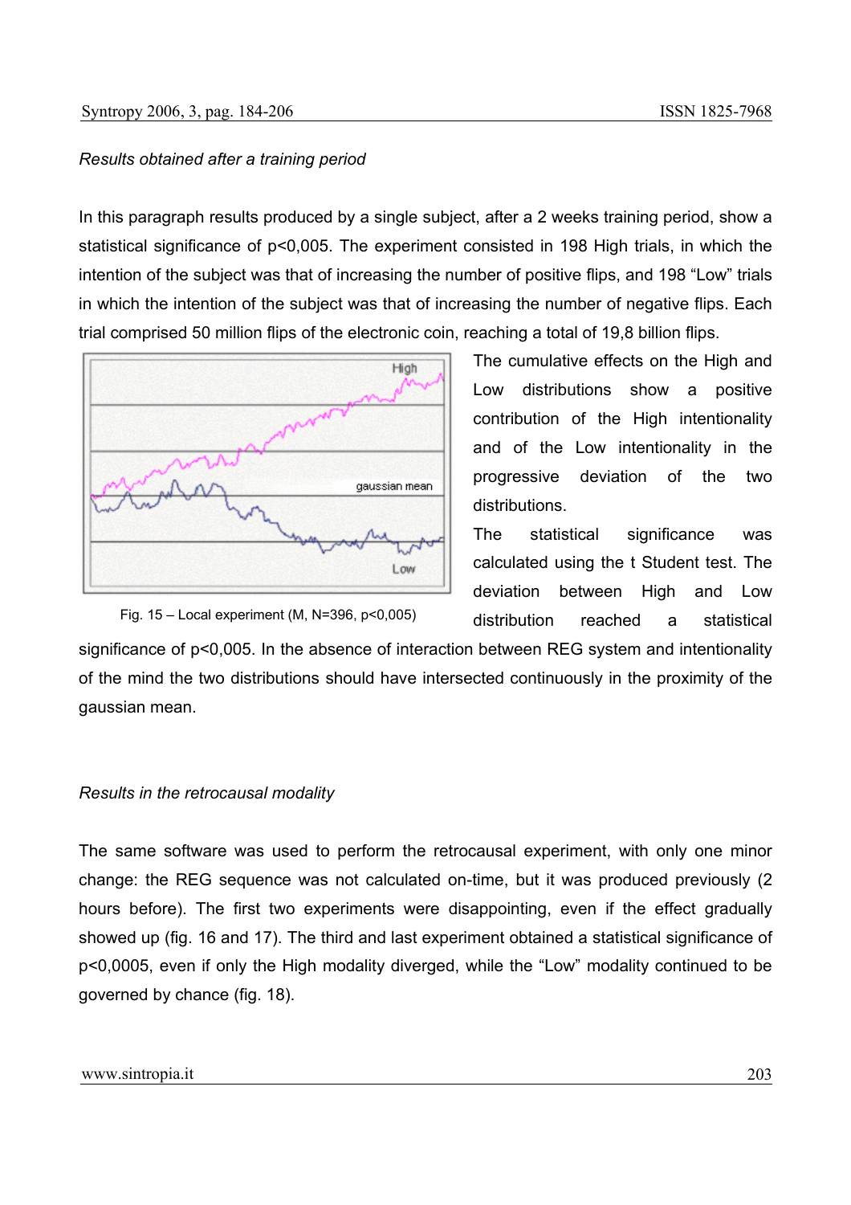*Results obtained after a training period*

In this paragraph results produced by a single subject, after a 2 weeks training period, show a statistical significance of p<0,005. The experiment consisted in 198 High trials, in which the intention of the subject was that of increasing the number of positive flips, and 198 "Low" trials in which the intention of the subject was that of increasing the number of negative flips. Each trial comprised 50 million flips of the electronic coin, reaching a total of 19,8 billion flips.

Fig. 15 – Local experiment (M, N=396, p<0,005)

The cumulative effects on the High and Low distributions show a positive contribution of the High intentionality and of the Low intentionality in the progressive deviation of the two distributions.

The statistical significance was calculated using the t Student test. The deviation between High and Low distribution reached a statistical significance of p<0,005. In the absence of interaction between REG system and intentionality of the mind the two distributions should have intersected continuously in the proximity of the gaussian mean.

*Results in the retrocausal modality*

The same software was used to perform the retrocausal experiment, with only one minor change: the REG sequence was not calculated on-time, but it was produced previously (2 hours before). The first two experiments were disappointing, even if the effect gradually showed up (fig. 16 and 17). The third and last experiment obtained a statistical significance of p<0,0005, even if only the High modality diverged, while the "Low" modality continued to be governed by chance (fig. 18).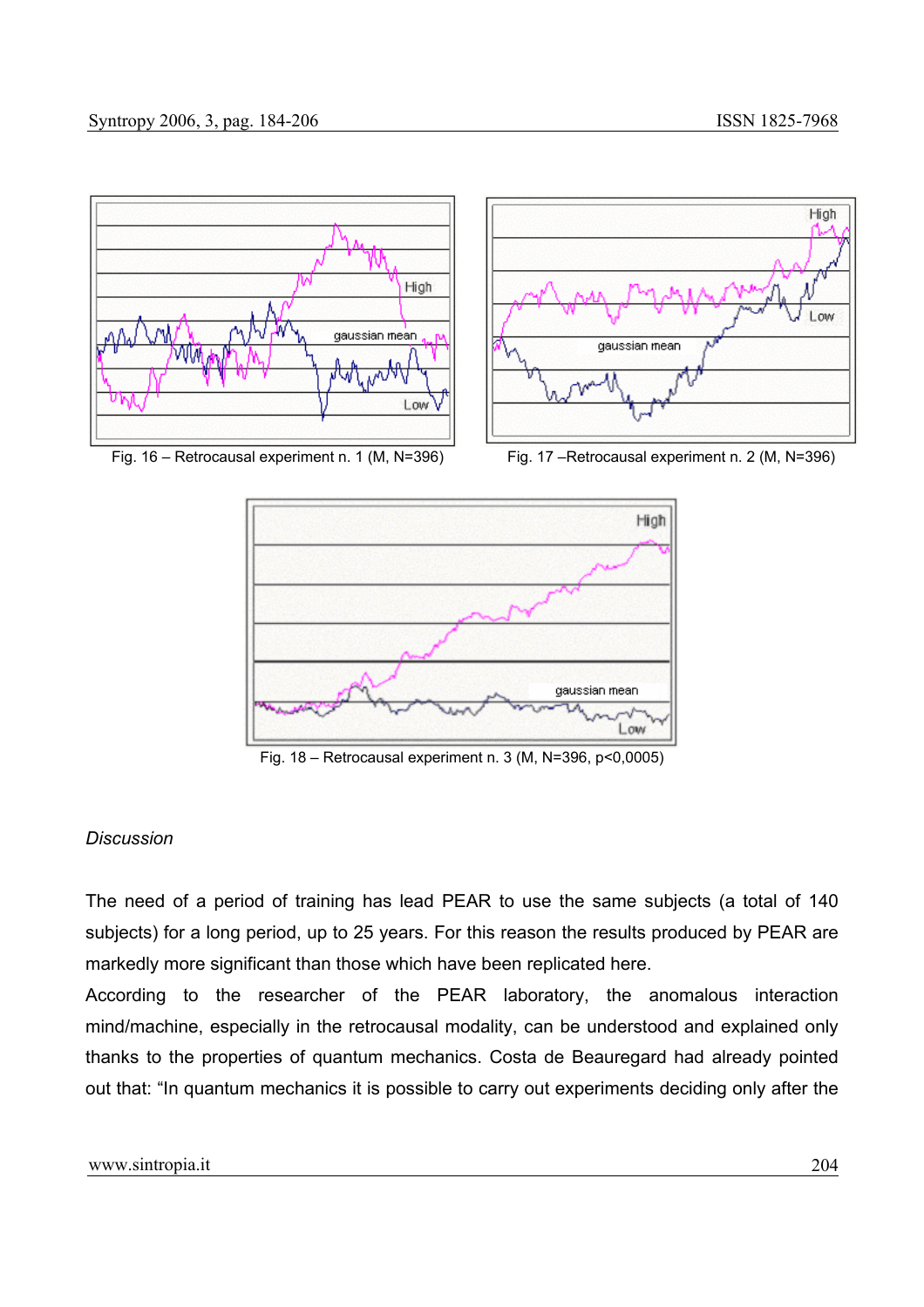Fig. 16 – Retrocausal experiment n. 1 (M, N=396)

Fig. 17 –Retrocausal experiment n. 2 (M, N=396)

Fig. 18 – Retrocausal experiment n. 3 (M, N=396, p<0,0005)

*Discussion*

The need of a period of training has lead PEAR to use the same subjects (a total of 140 subjects) for a long period, up to 25 years. For this reason the results produced by PEAR are markedly more significant than those which have been replicated here.

According to the researcher of the PEAR laboratory, the anomalous interaction mind/machine, especially in the retrocausal modality, can be understood and explained only thanks to the properties of quantum mechanics. Costa de Beauregard had already pointed out that: "In quantum mechanics it is possible to carry out experiments deciding only after the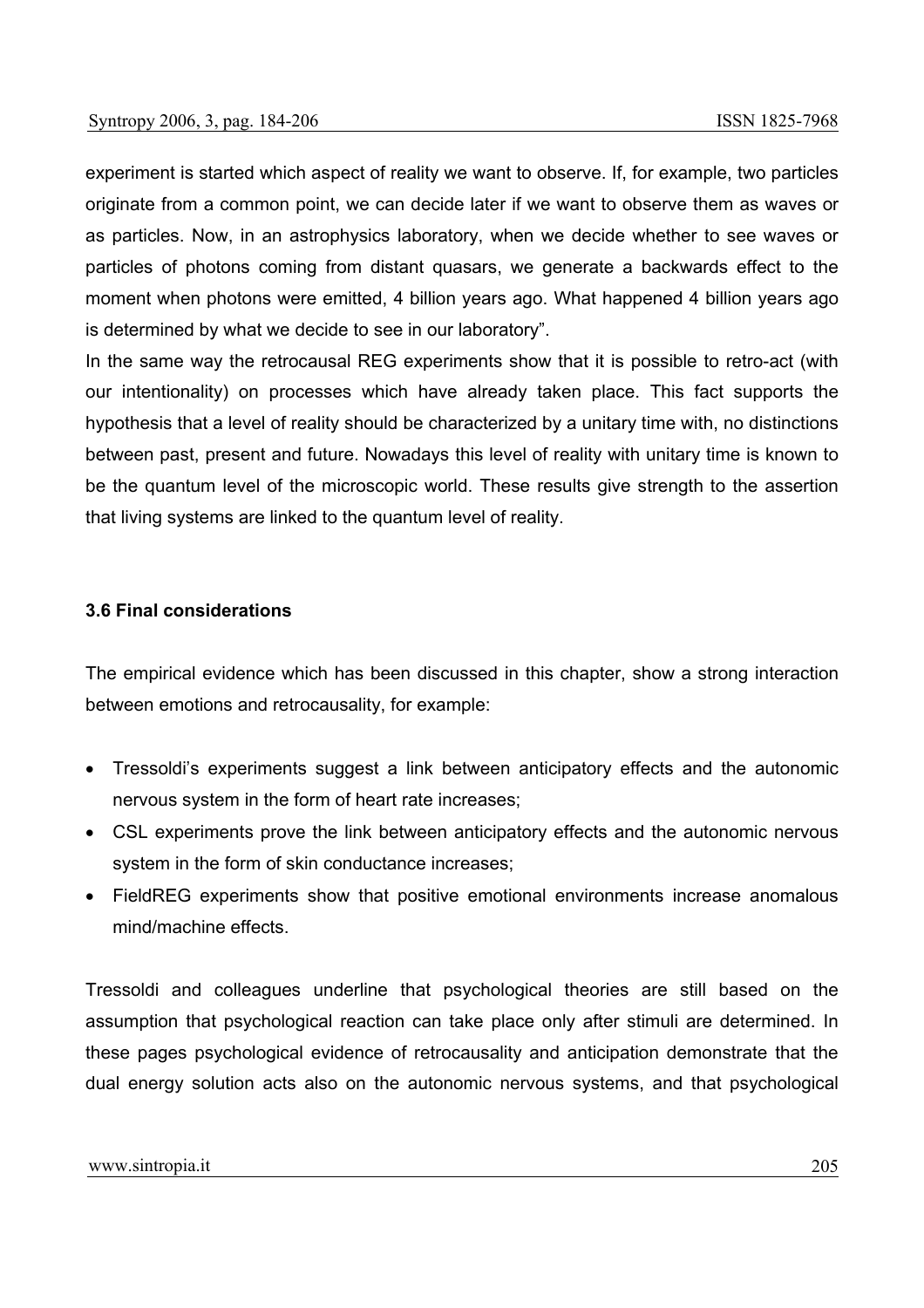experiment is started which aspect of reality we want to observe. If, for example, two particles originate from a common point, we can decide later if we want to observe them as waves or as particles. Now, in an astrophysics laboratory, when we decide whether to see waves or particles of photons coming from distant quasars, we generate a backwards effect to the moment when photons were emitted, 4 billion years ago. What happened 4 billion years ago is determined by what we decide to see in our laboratory".

In the same way the retrocausal REG experiments show that it is possible to retro-act (with our intentionality) on processes which have already taken place. This fact supports the hypothesis that a level of reality should be characterized by a unitary time with, no distinctions between past, present and future. Nowadays this level of reality with unitary time is known to be the quantum level of the microscopic world. These results give strength to the assertion that living systems are linked to the quantum level of reality.

### 3.6 Final considerations

The empirical evidence which has been discussed in this chapter, show a strong interaction between emotions and retrocausality, for example:

- Tressoldi's experiments suggest a link between anticipatory effects and the autonomic nervous system in the form of heart rate increases;
- CSL experiments prove the link between anticipatory effects and the autonomic nervous system in the form of skin conductance increases;
- FieldREG experiments show that positive emotional environments increase anomalous mind/machine effects.

Tressoldi and colleagues underline that psychological theories are still based on the assumption that psychological reaction can take place only after stimuli are determined. In these pages psychological evidence of retrocausality and anticipation demonstrate that the dual energy solution acts also on the autonomic nervous systems, and that psychological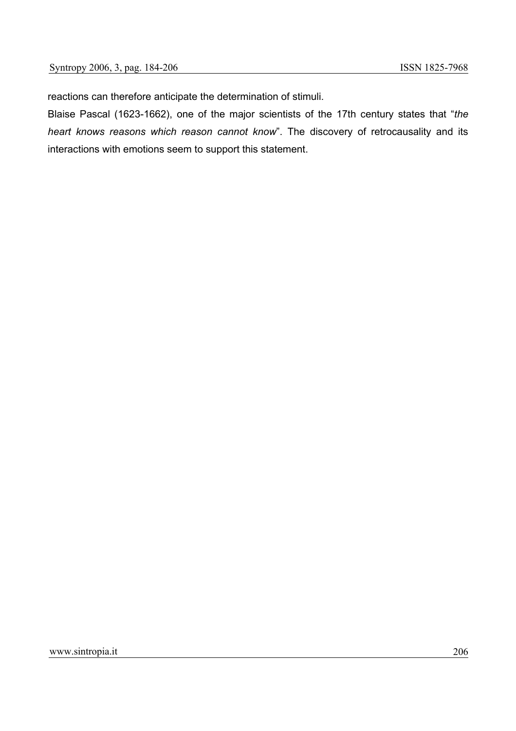reactions can therefore anticipate the determination of stimuli.

Blaise Pascal (1623-1662), one of the major scientists of the 17th century states that "*the heart knows reasons which reason cannot know*". The discovery of retrocausality and its interactions with emotions seem to support this statement.